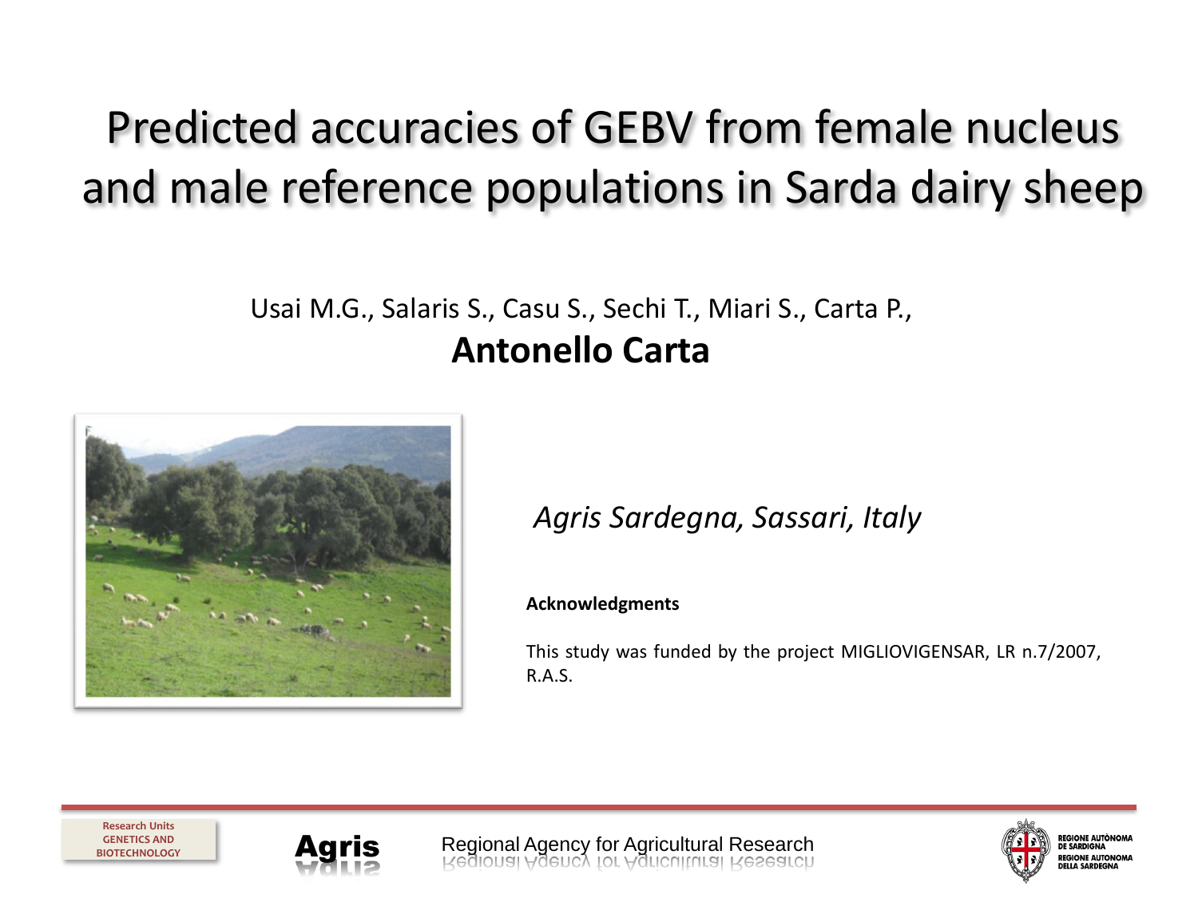# Predicted accuracies of GEBV from female nucleus and male reference populations in Sarda dairy sheep

Usai M.G., Salaris S., Casu S., Sechi T., Miari S., Carta P.,

**Antonello Carta**

*Agris Sardegna, Sassari, Italy*

**Acknowledgments**

This study was funded by the project MIGLIOVIGENSAR, LR n.7/2007, R.A.S.

Research Units GENETICS AND BIOTECHNOLOGY

Agris

Regional Agency for Agricultural Research

REGIONE AUTÒNOMA DE SARDIGNA
REGIONE AUTONOMA DELLA SARDEGNA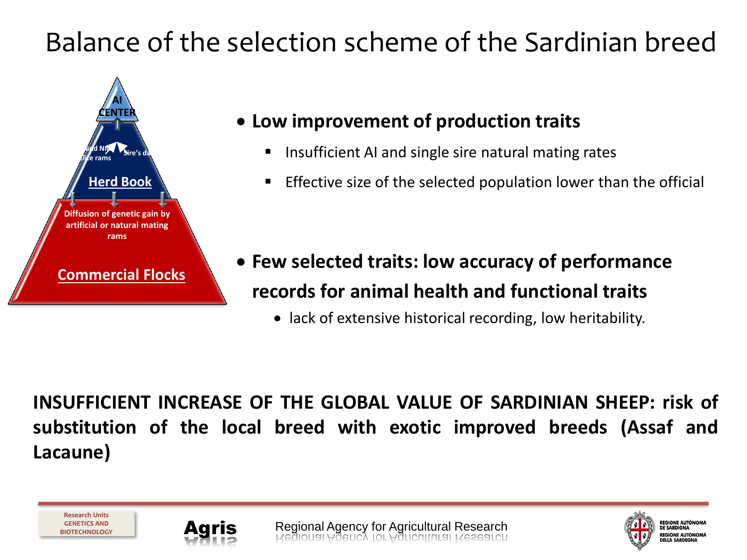# Balance of the selection scheme of the Sardinian breed

AI CENTER

Herd Book

Diffusion of genetic gain by artificial or natural mating rams

Commercial Flocks

- **Low improvement of production traits**
  - Insufficient AI and single sire natural mating rates
  - Effective size of the selected population lower than the official
- **Few selected traits: low accuracy of performance records for animal health and functional traits**
  - lack of extensive historical recording, low heritability.

**INSUFFICIENT INCREASE OF THE GLOBAL VALUE OF SARDINIAN SHEEP: risk of substitution of the local breed with exotic improved breeds (Assaf and Lacaune)**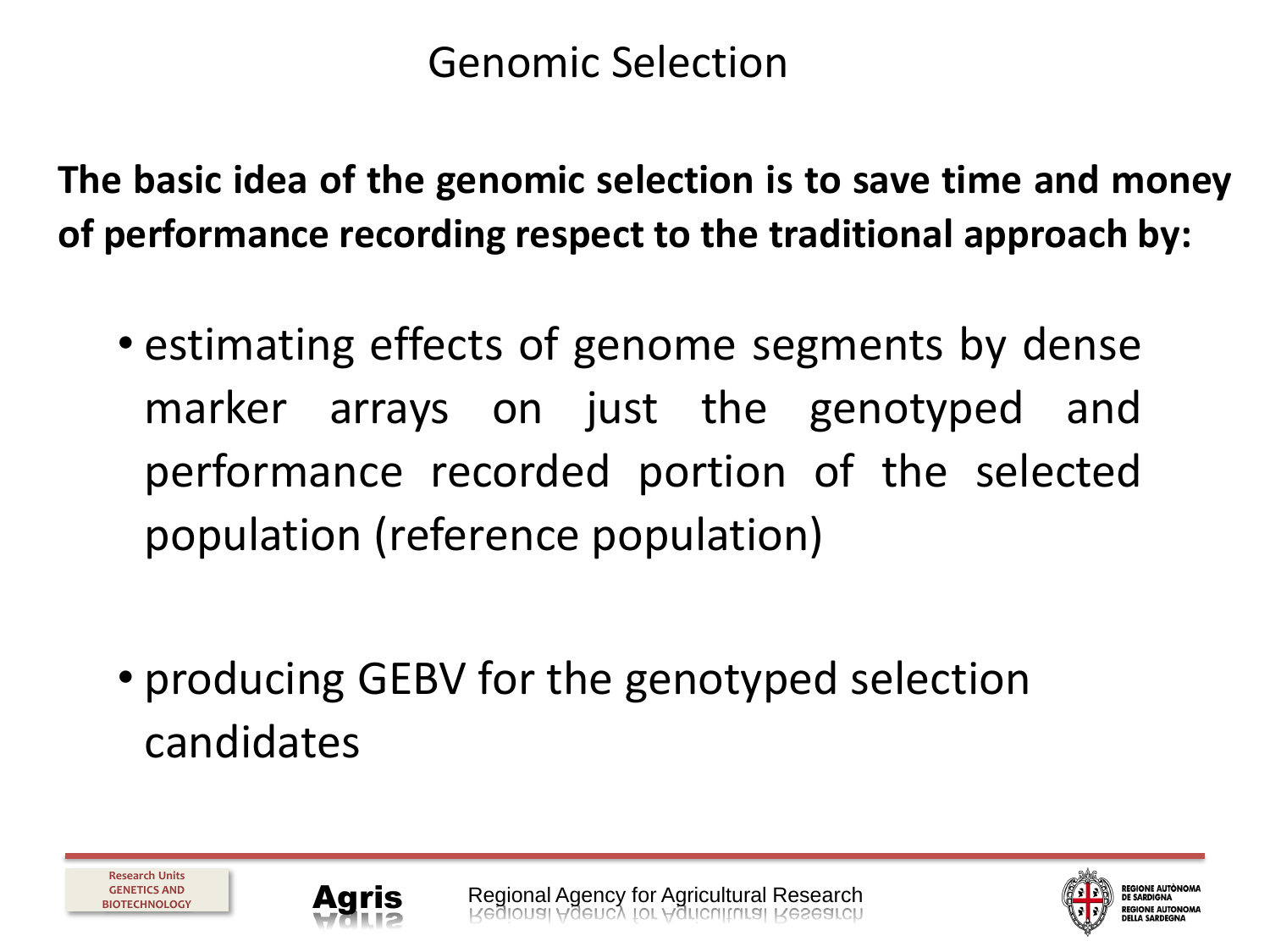# Genomic Selection

**The basic idea of the genomic selection is to save time and money of performance recording respect to the traditional approach by:**

- estimating effects of genome segments by dense marker arrays on just the genotyped and performance recorded portion of the selected population (reference population)

- producing GEBV for the genotyped selection candidates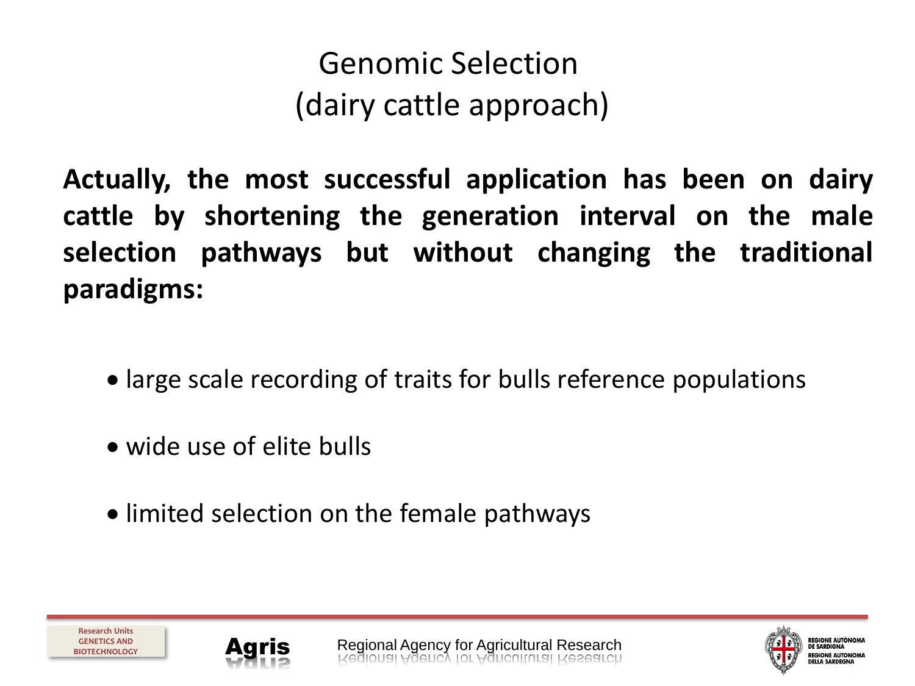# Genomic Selection (dairy cattle approach)

**Actually, the most successful application has been on dairy cattle by shortening the generation interval on the male selection pathways but without changing the traditional paradigms:**

- large scale recording of traits for bulls reference populations
- wide use of elite bulls
- limited selection on the female pathways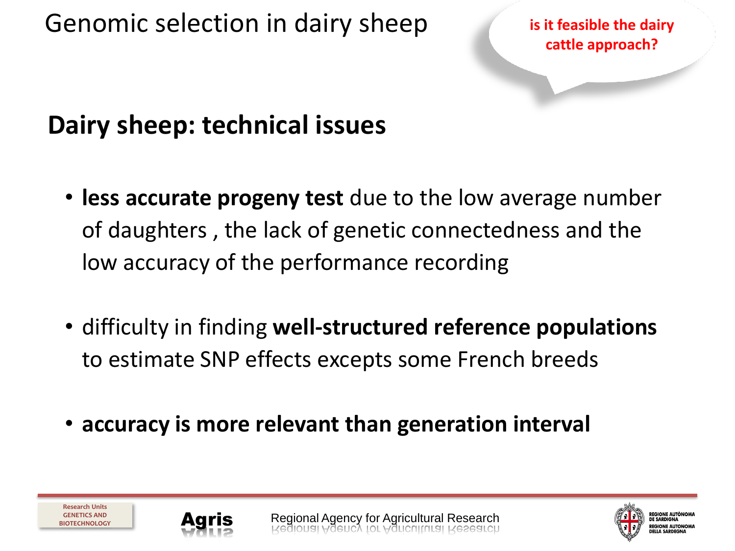# Genomic selection in dairy sheep

is it feasible the dairy cattle approach?

## Dairy sheep: technical issues

- **less accurate progeny test** due to the low average number of daughters , the lack of genetic connectedness and the low accuracy of the performance recording
- difficulty in finding **well-structured reference populations** to estimate SNP effects excepts some French breeds
- **accuracy is more relevant than generation interval**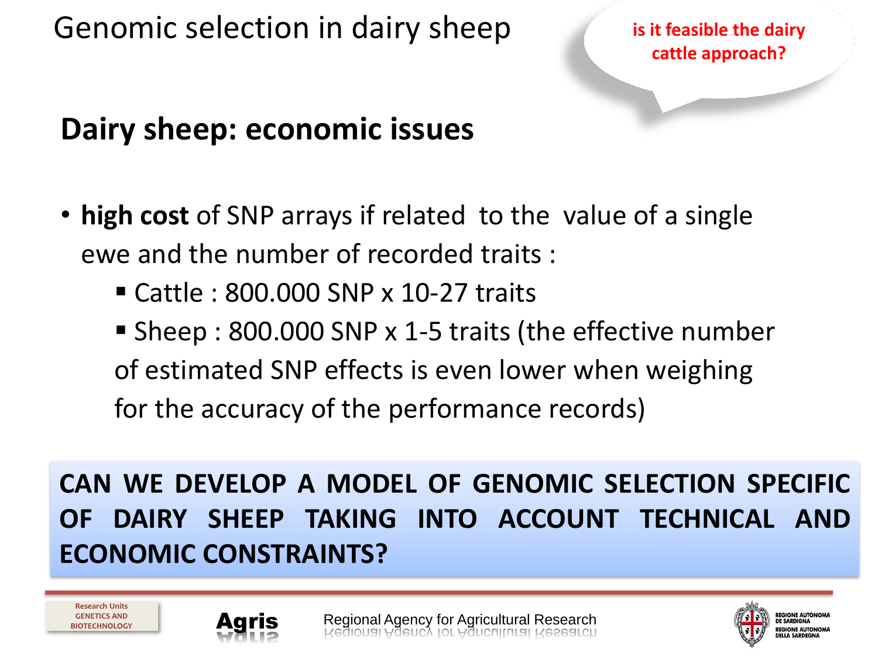# Genomic selection in dairy sheep

is it feasible the dairy cattle approach?

## Dairy sheep: economic issues

- **high cost** of SNP arrays if related to the value of a single ewe and the number of recorded traits :
  - Cattle : 800.000 SNP x 10-27 traits
  - Sheep : 800.000 SNP x 1-5 traits (the effective number of estimated SNP effects is even lower when weighing for the accuracy of the performance records)

**CAN WE DEVELOP A MODEL OF GENOMIC SELECTION SPECIFIC OF DAIRY SHEEP TAKING INTO ACCOUNT TECHNICAL AND ECONOMIC CONSTRAINTS?**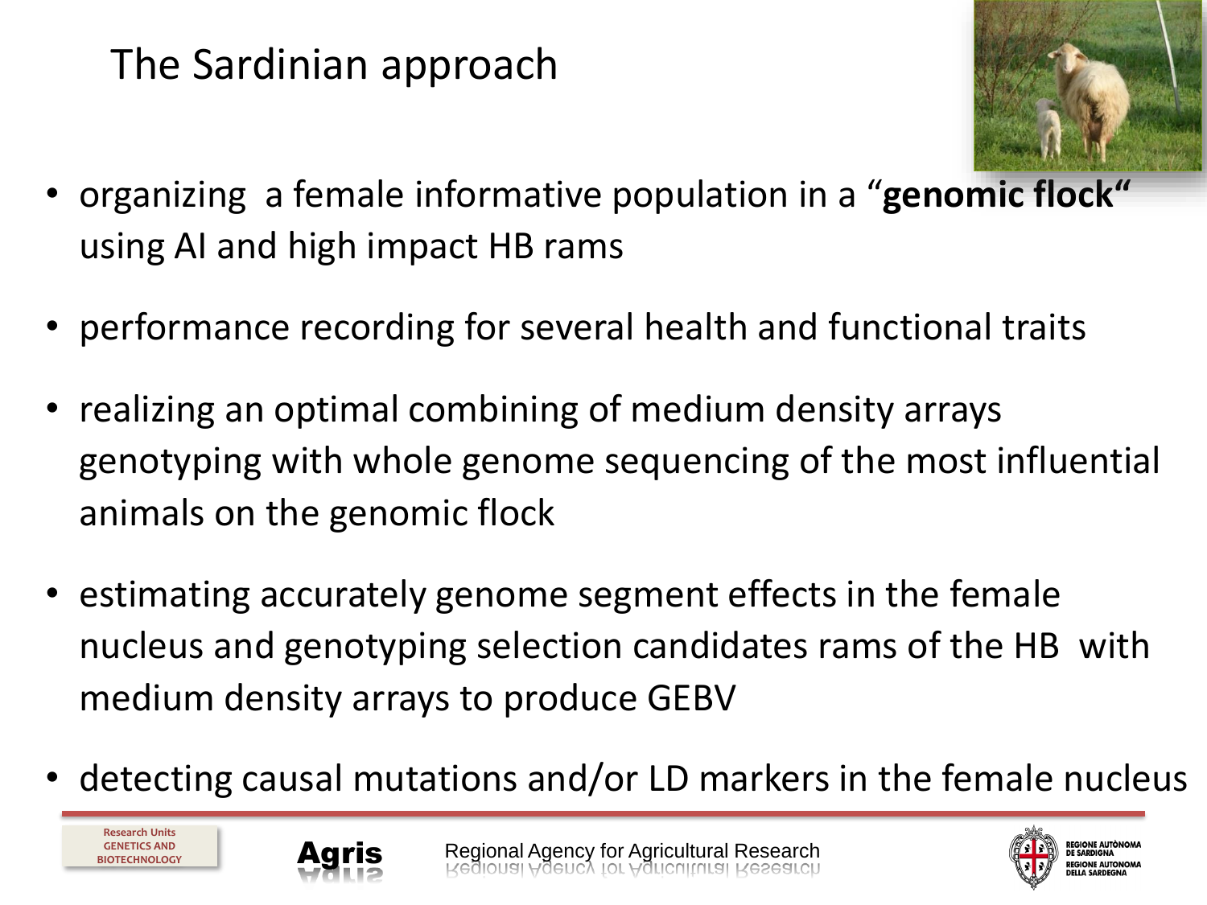# The Sardinian approach

- organizing a female informative population in a "**genomic flock"** using AI and high impact HB rams
- performance recording for several health and functional traits
- realizing an optimal combining of medium density arrays genotyping with whole genome sequencing of the most influential animals on the genomic flock
- estimating accurately genome segment effects in the female nucleus and genotyping selection candidates rams of the HB with medium density arrays to produce GEBV
- detecting causal mutations and/or LD markers in the female nucleus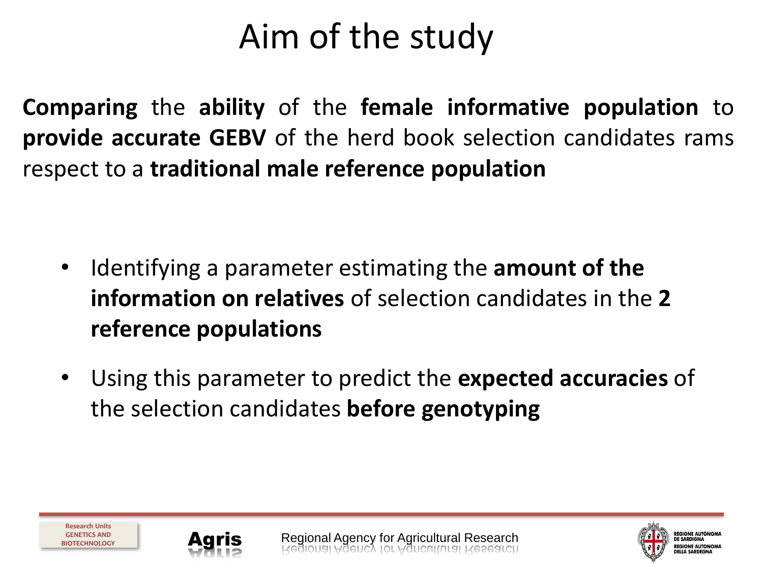# Aim of the study

**Comparing** the **ability** of the **female informative population** to **provide accurate GEBV** of the herd book selection candidates rams respect to a **traditional male reference population**

- Identifying a parameter estimating the **amount of the information on relatives** of selection candidates in the **2 reference populations**
- Using this parameter to predict the **expected accuracies** of the selection candidates **before genotyping**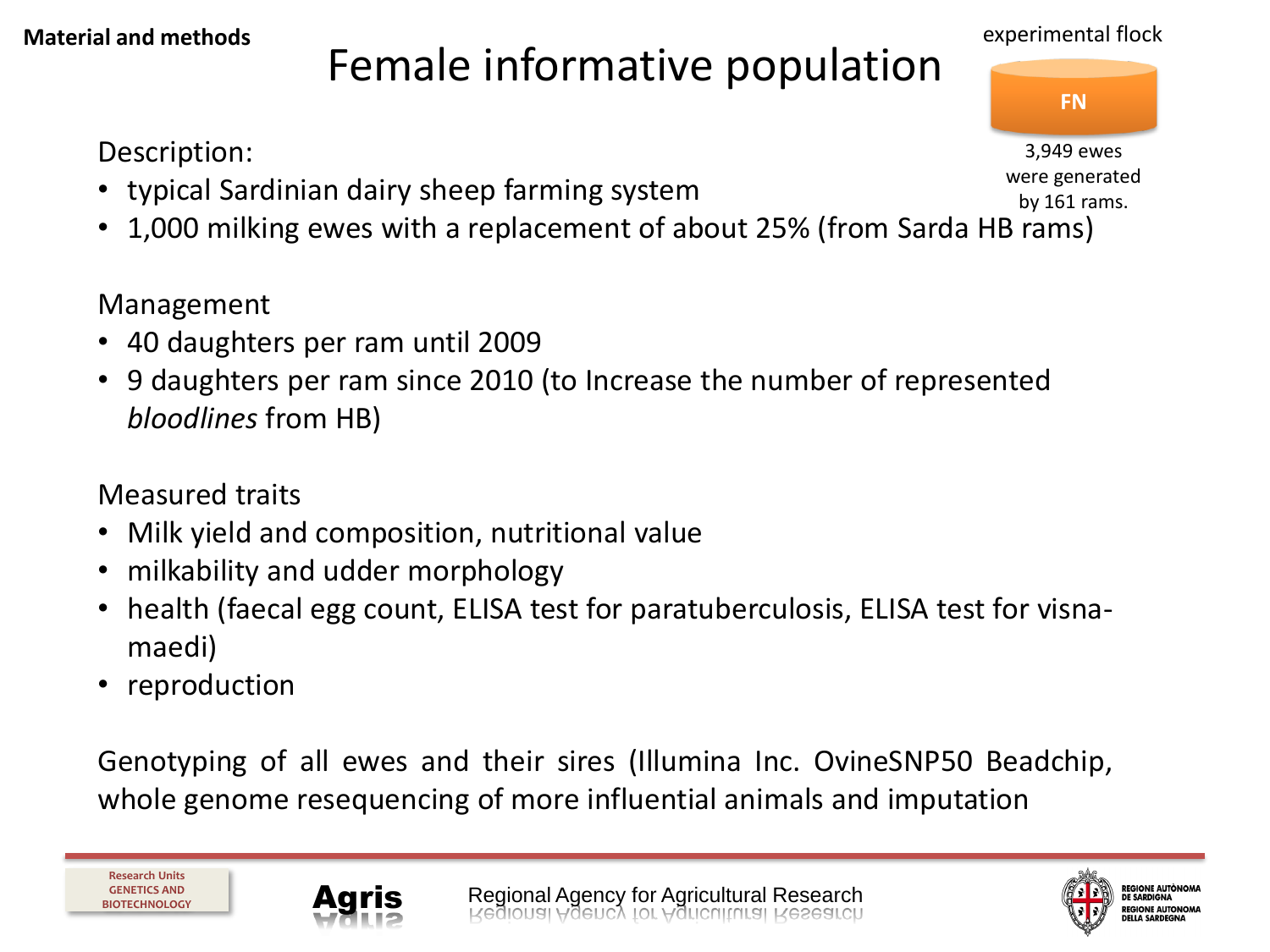**Material and methods**

# Female informative population

experimental flock

**FN**

3,949 ewes were generated by 161 rams.

Description:

- typical Sardinian dairy sheep farming system
- 1,000 milking ewes with a replacement of about 25% (from Sarda HB rams)

Management

- 40 daughters per ram until 2009
- 9 daughters per ram since 2010 (to Increase the number of represented *bloodlines* from HB)

Measured traits

- Milk yield and composition, nutritional value
- milkability and udder morphology
- health (faecal egg count, ELISA test for paratuberculosis, ELISA test for visna-maedi)
- reproduction

Genotyping of all ewes and their sires (Illumina Inc. OvineSNP50 Beadchip, whole genome resequencing of more influential animals and imputation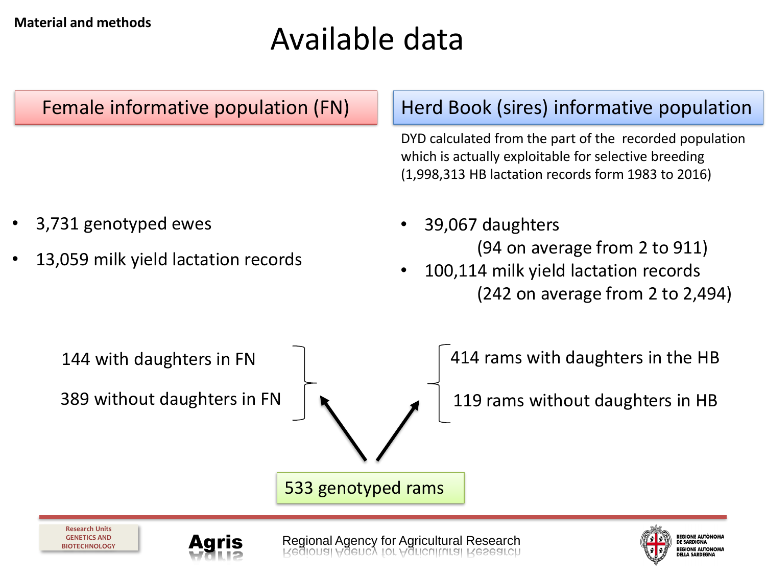Material and methods

# Available data

## Female informative population (FN)

- 3,731 genotyped ewes
- 13,059 milk yield lactation records

## Herd Book (sires) informative population

DYD calculated from the part of the recorded population which is actually exploitable for selective breeding (1,998,313 HB lactation records form 1983 to 2016)

- 39,067 daughters
  (94 on average from 2 to 911)
- 100,114 milk yield lactation records
  (242 on average from 2 to 2,494)

**533 genotyped rams**

- 144 with daughters in FN
- 389 without daughters in FN

- 414 rams with daughters in the HB
- 119 rams without daughters in HB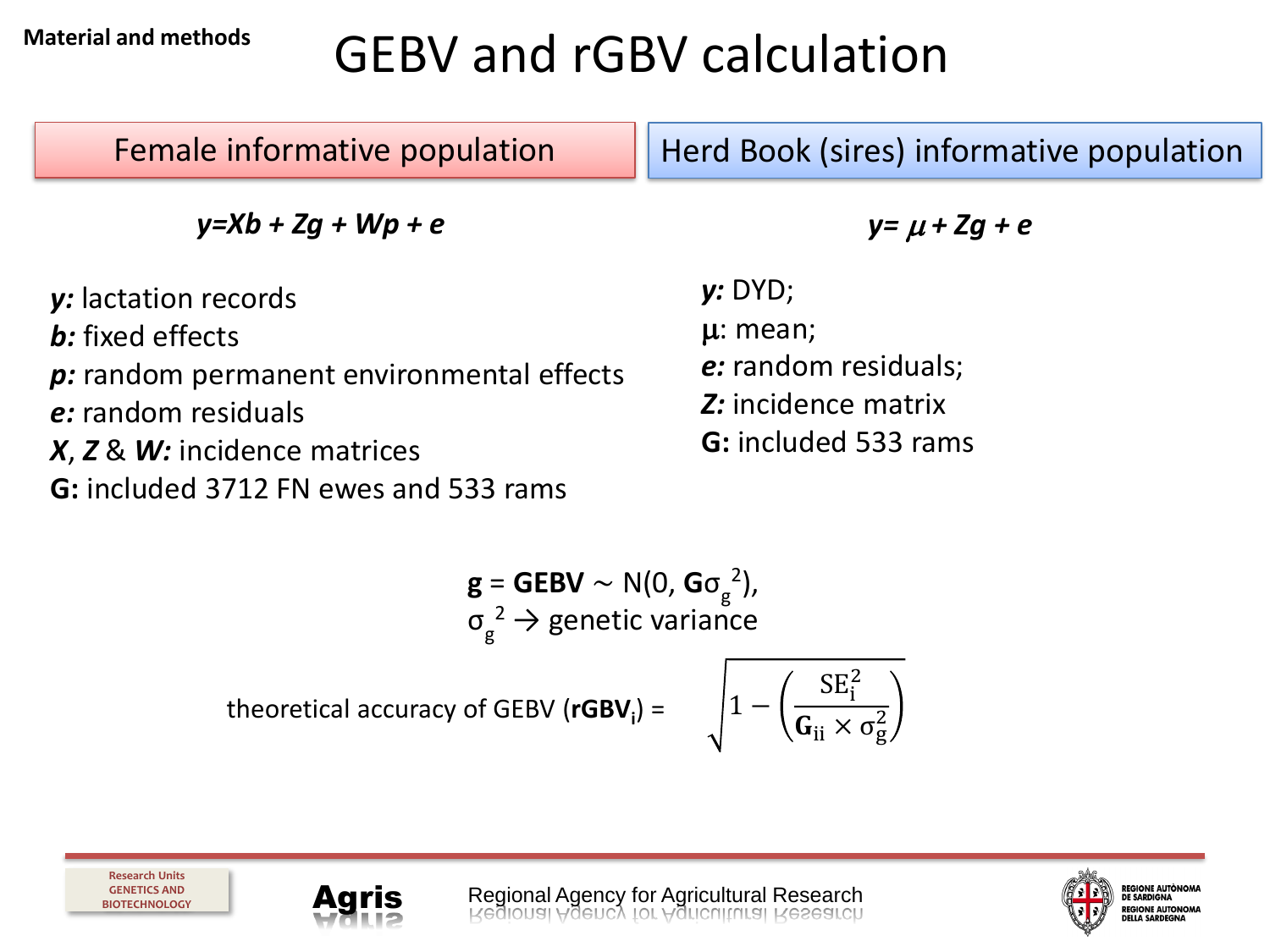Material and methods

# GEBV and rGBV calculation

## Female informative population

$$y = Xb + Zg + Wp + e$$

- ***y:*** lactation records
- ***b:*** fixed effects
- ***p:*** random permanent environmental effects
- ***e:*** random residuals
- ***X***, ***Z*** & ***W:*** incidence matrices
- **G:** included 3712 FN ewes and 533 rams

## Herd Book (sires) informative population

$$y = \mu + Zg + e$$

- ***y:*** DYD;
- **μ**: mean;
- ***e:*** random residuals;
- ***Z:*** incidence matrix
- **G:** included 533 rams

$$\mathbf{g} = \mathbf{GEBV} \sim N(0, \mathbf{G}\sigma_g^2),$$

$\sigma_g^2 \rightarrow$ genetic variance

theoretical accuracy of GEBV ($\mathbf{rGBV_i}$) = $\sqrt{1 - \left(\frac{SE_i^2}{\mathbf{G}_{ii} \times \sigma_g^2}\right)}$

Research Units GENETICS AND BIOTECHNOLOGY

Agris — Regional Agency for Agricultural Research

REGIONE AUTÒNOMA DE SARDIGNA — REGIONE AUTONOMA DELLA SARDEGNA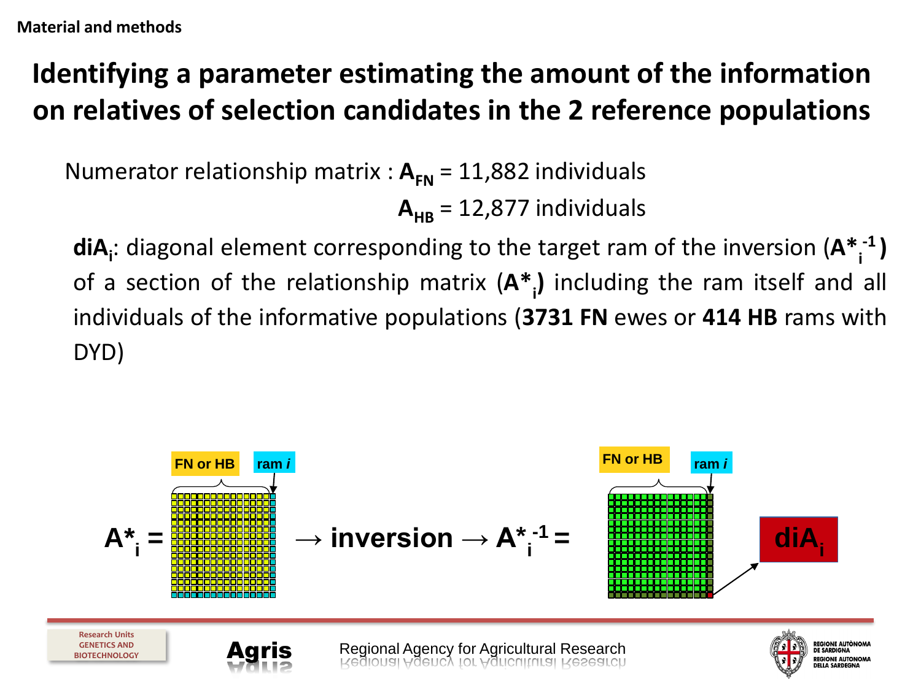Material and methods

# Identifying a parameter estimating the amount of the information on relatives of selection candidates in the 2 reference populations

Numerator relationship matrix : $\mathbf{A}_{FN}$ = 11,882 individuals

$\mathbf{A}_{HB}$ = 12,877 individuals

**$diA_i$**: diagonal element corresponding to the target ram of the inversion (**$A^{*-1}_i$**) of a section of the relationship matrix (**$A^*_i$**) including the ram itself and all individuals of the informative populations (**3731 FN** ewes or **414 HB** rams with DYD)

FN or HB | ram *i*

$$A^*_i = \ \rightarrow \text{inversion} \rightarrow A^{*-1}_i =$$

FN or HB | ram *i*

**$diA_i$**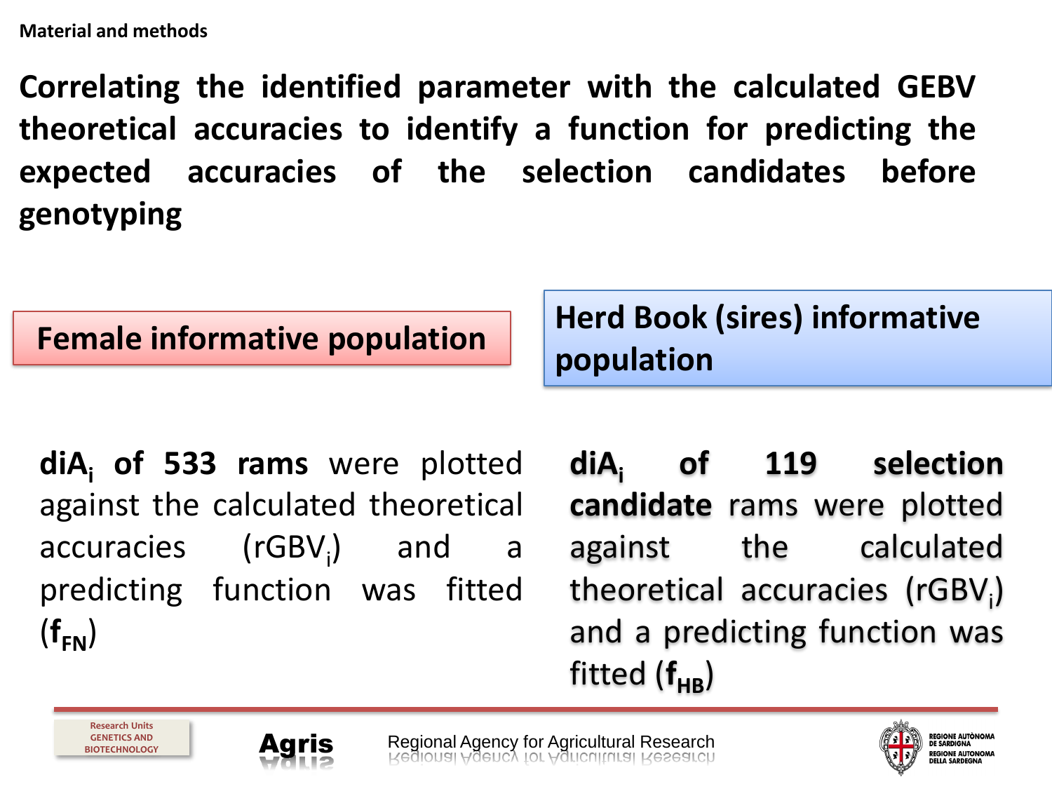**Material and methods**

# Correlating the identified parameter with the calculated GEBV theoretical accuracies to identify a function for predicting the expected accuracies of the selection candidates before genotyping

## Female informative population

**$diA_i$ of 533 rams** were plotted against the calculated theoretical accuracies ($rGBV_i$) and a predicting function was fitted (**$f_{FN}$**)

## Herd Book (sires) informative population

**$diA_i$ of 119 selection candidate** rams were plotted against the calculated theoretical accuracies ($rGBV_i$) and a predicting function was fitted (**$f_{HB}$**)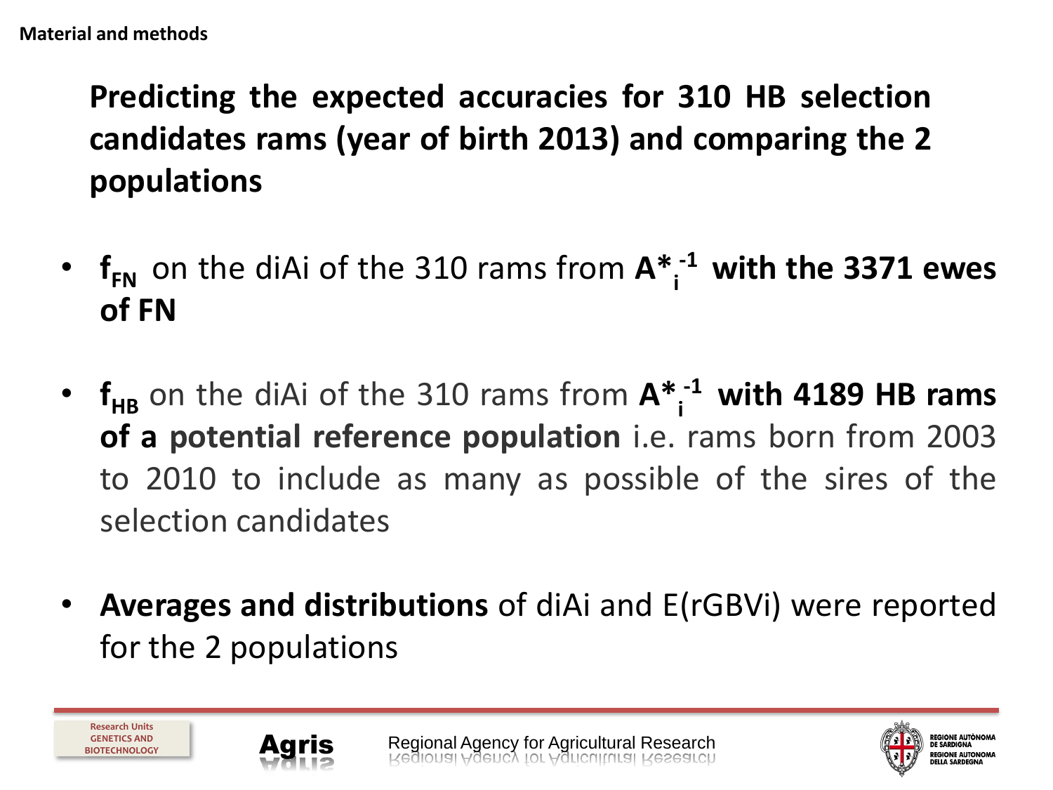**Material and methods**

## Predicting the expected accuracies for 310 HB selection candidates rams (year of birth 2013) and comparing the 2 populations

- $\mathbf{f_{FN}}$ on the diAi of the 310 rams from $\mathbf{A^{*}_{i}{}^{-1}}$ **with the 3371 ewes of FN**
- $\mathbf{f_{HB}}$ on the diAi of the 310 rams from $\mathbf{A^{*}_{i}{}^{-1}}$ **with 4189 HB rams of a potential reference population** i.e. rams born from 2003 to 2010 to include as many as possible of the sires of the selection candidates
- **Averages and distributions** of diAi and E(rGBVi) were reported for the 2 populations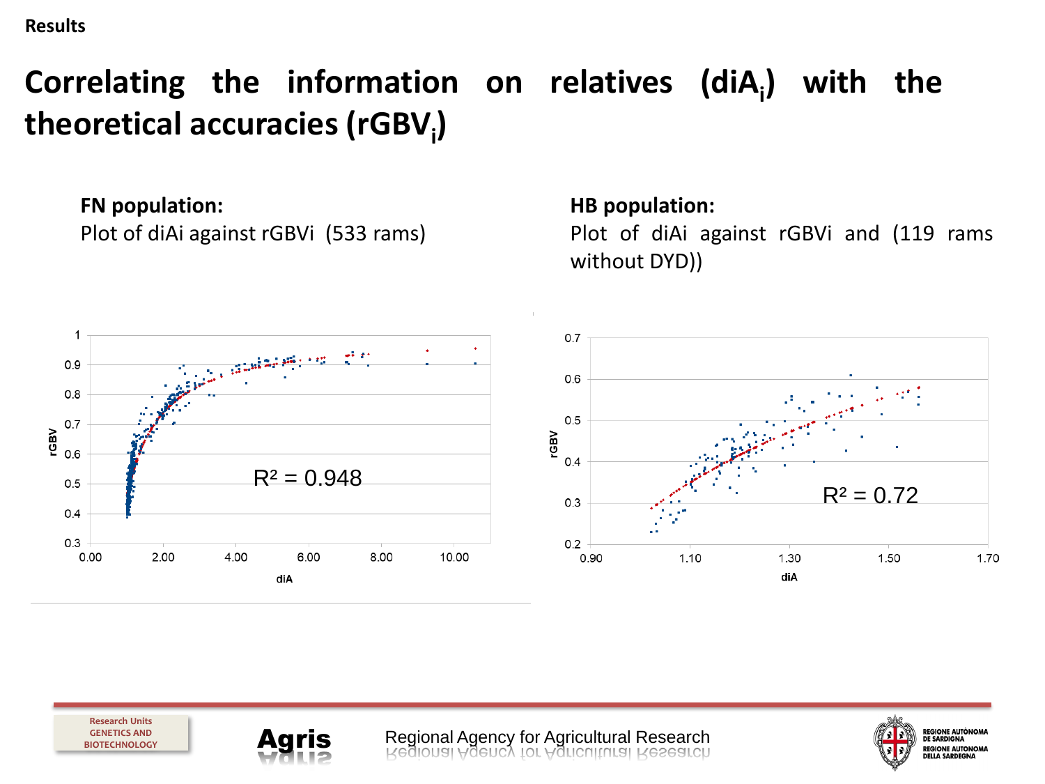**Results**

# Correlating the information on relatives ($diA_i$) with the theoretical accuracies ($rGBV_i$)

**FN population:**

Plot of diAi against rGBVi (533 rams)

$R^2 = 0.948$

**HB population:**

Plot of diAi against rGBVi and (119 rams without DYD))

$R^2 = 0.72$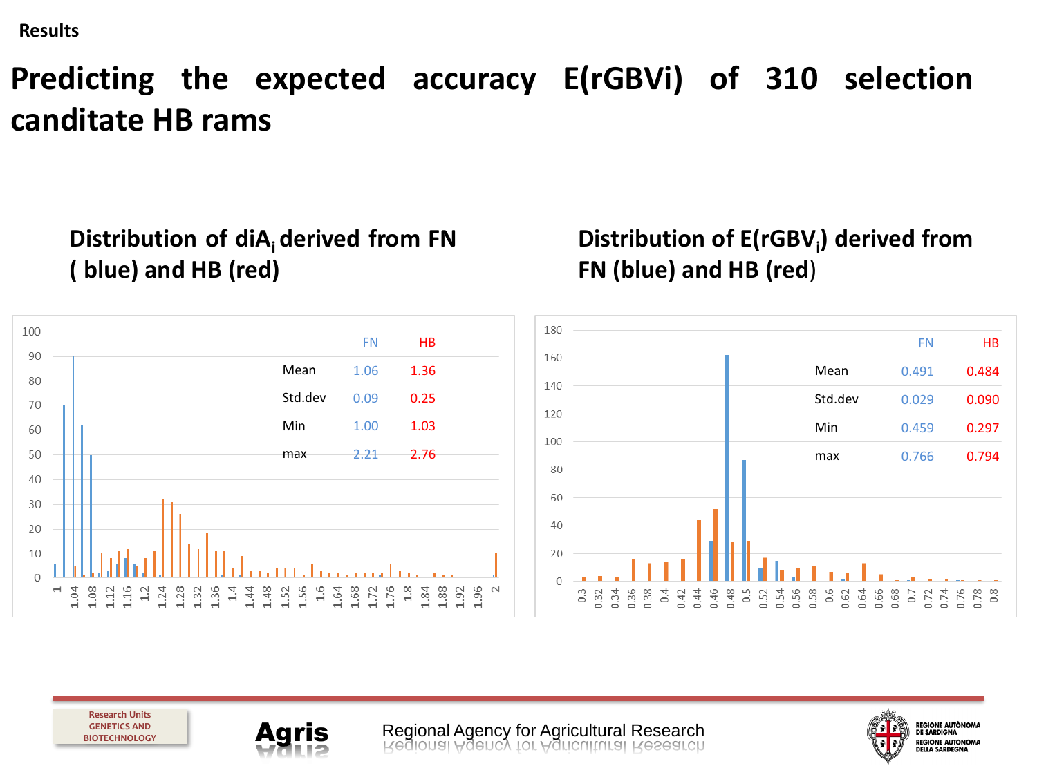Results

# Predicting the expected accuracy E(rGBVi) of 310 selection canditate HB rams

## Distribution of $diA_i$ derived from FN ( blue) and HB (red)

| | FN | HB |
|---|---|---|
| Mean | 1.06 | 1.36 |
| Std.dev | 0.09 | 0.25 |
| Min | 1.00 | 1.03 |
| max | 2.21 | 2.76 |

## Distribution of $E(rGBV_i)$ derived from FN (blue) and HB (red)

| | FN | HB |
|---|---|---|
| Mean | 0.491 | 0.484 |
| Std.dev | 0.029 | 0.090 |
| Min | 0.459 | 0.297 |
| max | 0.766 | 0.794 |

Research Units GENETICS AND BIOTECHNOLOGY

Agris

Regional Agency for Agricultural Research

REGIONE AUTÒNOMA DE SARDIGNA
REGIONE AUTONOMA DELLA SARDEGNA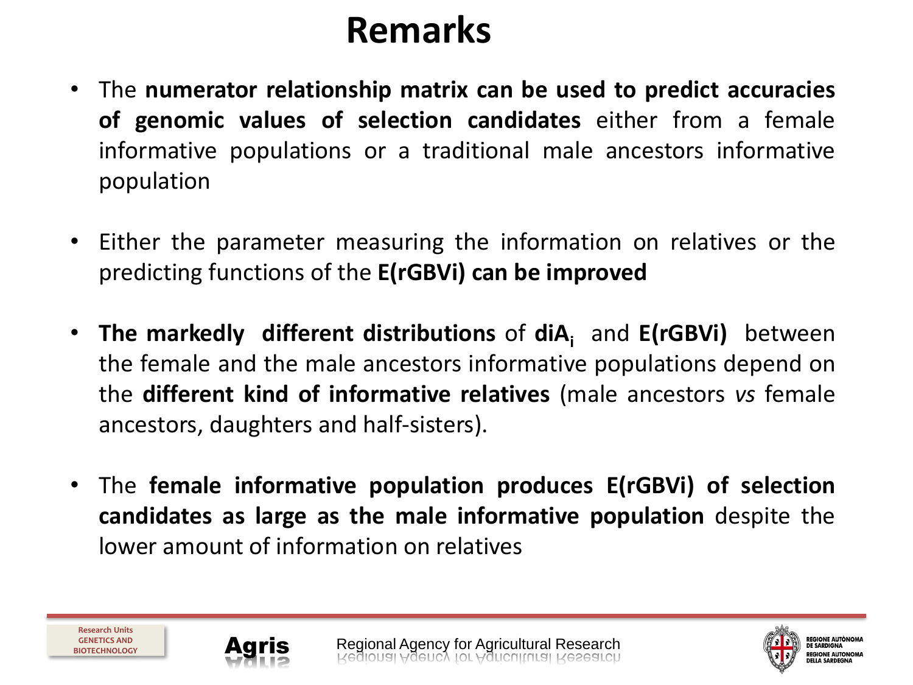# Remarks

- The **numerator relationship matrix can be used to predict accuracies of genomic values of selection candidates** either from a female informative populations or a traditional male ancestors informative population

- Either the parameter measuring the information on relatives or the predicting functions of the **E(rGBVi) can be improved**

- **The markedly different distributions** of **$diA_i$** and **E(rGBVi)** between the female and the male ancestors informative populations depend on the **different kind of informative relatives** (male ancestors *vs* female ancestors, daughters and half-sisters).

- The **female informative population produces E(rGBVi) of selection candidates as large as the male informative population** despite the lower amount of information on relatives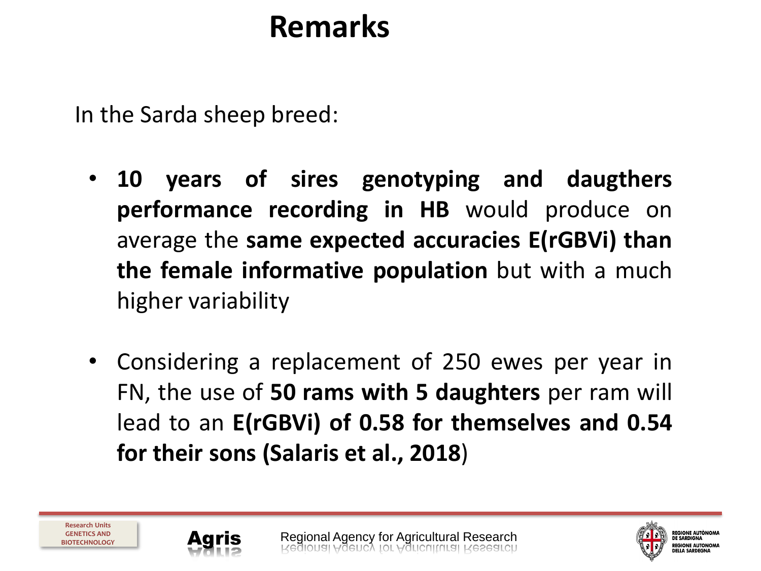# Remarks

In the Sarda sheep breed:

- **10 years of sires genotyping and daugthers performance recording in HB** would produce on average the **same expected accuracies E(rGBVi) than the female informative population** but with a much higher variability

- Considering a replacement of 250 ewes per year in FN, the use of **50 rams with 5 daughters** per ram will lead to an **E(rGBVi) of 0.58 for themselves and 0.54 for their sons (Salaris et al., 2018**)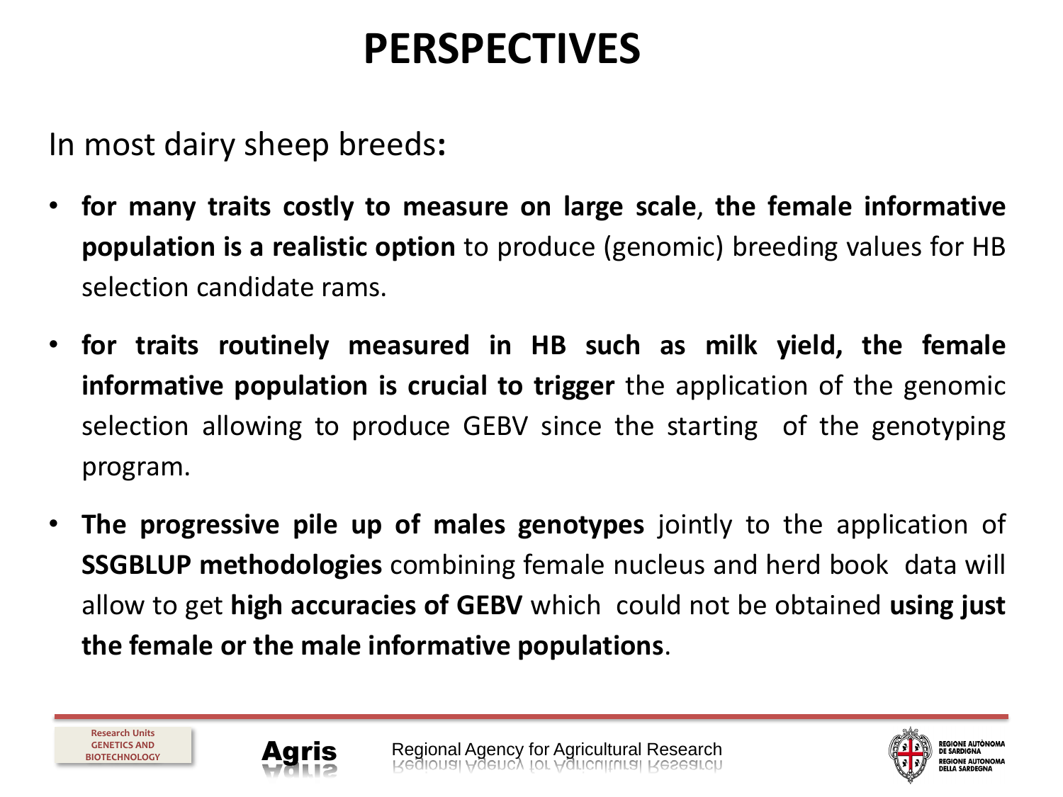# PERSPECTIVES

In most dairy sheep breeds**:**

- **for many traits costly to measure on large scale**, **the female informative population is a realistic option** to produce (genomic) breeding values for HB selection candidate rams.
- **for traits routinely measured in HB such as milk yield, the female informative population is crucial to trigger** the application of the genomic selection allowing to produce GEBV since the starting of the genotyping program.
- **The progressive pile up of males genotypes** jointly to the application of **SSGBLUP methodologies** combining female nucleus and herd book data will allow to get **high accuracies of GEBV** which could not be obtained **using just the female or the male informative populations**.